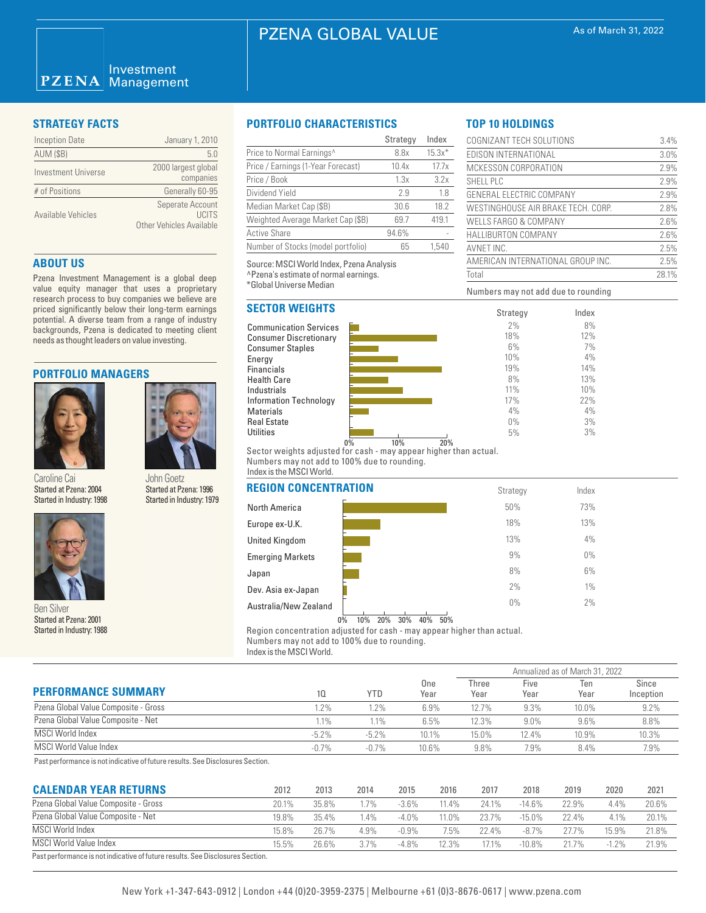# PZENA GLOBAL VALUE

As of March 31, 2022

PZENA Investment Management

## STRATEGY FACTS

| | |
|---|---|
| Inception Date | January 1, 2010 |
| AUM ($B) | 5.0 |
| Investment Universe | 2000 largest global companies |
| # of Positions | Generally 60-95 |
| Available Vehicles | Seperate Account<br>UCITS<br>Other Vehicles Available |

## ABOUT US

Pzena Investment Management is a global deep value equity manager that uses a proprietary research process to buy companies we believe are priced significantly below their long-term earnings potential. A diverse team from a range of industry backgrounds, Pzena is dedicated to meeting client needs as thought leaders on value investing.

## PORTFOLIO MANAGERS

**Caroline Cai**
Started at Pzena: 2004
Started in Industry: 1998

**John Goetz**
Started at Pzena: 1996
Started in Industry: 1979

**Ben Silver**
Started at Pzena: 2001
Started in Industry: 1988

## PORTFOLIO CHARACTERISTICS

| | Strategy | Index |
|---|---|---|
| Price to Normal Earnings^ | 8.8x | 15.3x* |
| Price / Earnings (1-Year Forecast) | 10.4x | 17.7x |
| Price / Book | 1.3x | 3.2x |
| Dividend Yield | 2.9 | 1.8 |
| Median Market Cap ($B) | 30.6 | 18.2 |
| Weighted Average Market Cap ($B) | 69.7 | 419.1 |
| Active Share | 94.6% | - |
| Number of Stocks (model portfolio) | 65 | 1,540 |

Source: MSCI World Index, Pzena Analysis
^Pzena's estimate of normal earnings.
*Global Universe Median

## TOP 10 HOLDINGS

| | |
|---|---|
| COGNIZANT TECH SOLUTIONS | 3.4% |
| EDISON INTERNATIONAL | 3.0% |
| MCKESSON CORPORATION | 2.9% |
| SHELL PLC | 2.9% |
| GENERAL ELECTRIC COMPANY | 2.9% |
| WESTINGHOUSE AIR BRAKE TECH. CORP. | 2.8% |
| WELLS FARGO & COMPANY | 2.6% |
| HALLIBURTON COMPANY | 2.6% |
| AVNET INC. | 2.5% |
| AMERICAN INTERNATIONAL GROUP INC. | 2.5% |
| Total | 28.1% |

Numbers may not add due to rounding

## SECTOR WEIGHTS

| | Strategy | Index |
|---|---|---|
| Communication Services | 2% | 8% |
| Consumer Discretionary | 18% | 12% |
| Consumer Staples | 6% | 7% |
| Energy | 10% | 4% |
| Financials | 19% | 14% |
| Health Care | 8% | 13% |
| Industrials | 11% | 10% |
| Information Technology | 17% | 22% |
| Materials | 4% | 4% |
| Real Estate | 0% | 3% |
| Utilities | 5% | 3% |

Sector weights adjusted for cash - may appear higher than actual.
Numbers may not add to 100% due to rounding.
Index is the MSCI World.

## REGION CONCENTRATION

| | Strategy | Index |
|---|---|---|
| North America | 50% | 73% |
| Europe ex-U.K. | 18% | 13% |
| United Kingdom | 13% | 4% |
| Emerging Markets | 9% | 0% |
| Japan | 8% | 6% |
| Dev. Asia ex-Japan | 2% | 1% |
| Australia/New Zealand | 0% | 2% |

Region concentration adjusted for cash - may appear higher than actual.
Numbers may not add to 100% due to rounding.
Index is the MSCI World.

## PERFORMANCE SUMMARY

| | | | | Annualized as of March 31, 2022 | | | |
|---|---|---|---|---|---|---|---|
| | 1Q | YTD | One Year | Three Year | Five Year | Ten Year | Since Inception |
| Pzena Global Value Composite - Gross | 1.2% | 1.2% | 6.9% | 12.7% | 9.3% | 10.0% | 9.2% |
| Pzena Global Value Composite - Net | 1.1% | 1.1% | 6.5% | 12.3% | 9.0% | 9.6% | 8.8% |
| MSCI World Index | -5.2% | -5.2% | 10.1% | 15.0% | 12.4% | 10.9% | 10.3% |
| MSCI World Value Index | -0.7% | -0.7% | 10.6% | 9.8% | 7.9% | 8.4% | 7.9% |

Past performance is not indicative of future results. See Disclosures Section.

## CALENDAR YEAR RETURNS

| | 2012 | 2013 | 2014 | 2015 | 2016 | 2017 | 2018 | 2019 | 2020 | 2021 |
|---|---|---|---|---|---|---|---|---|---|---|
| Pzena Global Value Composite - Gross | 20.1% | 35.8% | 1.7% | -3.6% | 11.4% | 24.1% | -14.6% | 22.9% | 4.4% | 20.6% |
| Pzena Global Value Composite - Net | 19.8% | 35.4% | 1.4% | -4.0% | 11.0% | 23.7% | -15.0% | 22.4% | 4.1% | 20.1% |
| MSCI World Index | 15.8% | 26.7% | 4.9% | -0.9% | 7.5% | 22.4% | -8.7% | 27.7% | 15.9% | 21.8% |
| MSCI World Value Index | 15.5% | 26.6% | 3.7% | -4.8% | 12.3% | 17.1% | -10.8% | 21.7% | -1.2% | 21.9% |

Past performance is not indicative of future results. See Disclosures Section.

New York +1-347-643-0912 | London +44 (0)20-3959-2375 | Melbourne +61 (0)3-8676-0617 | www.pzena.com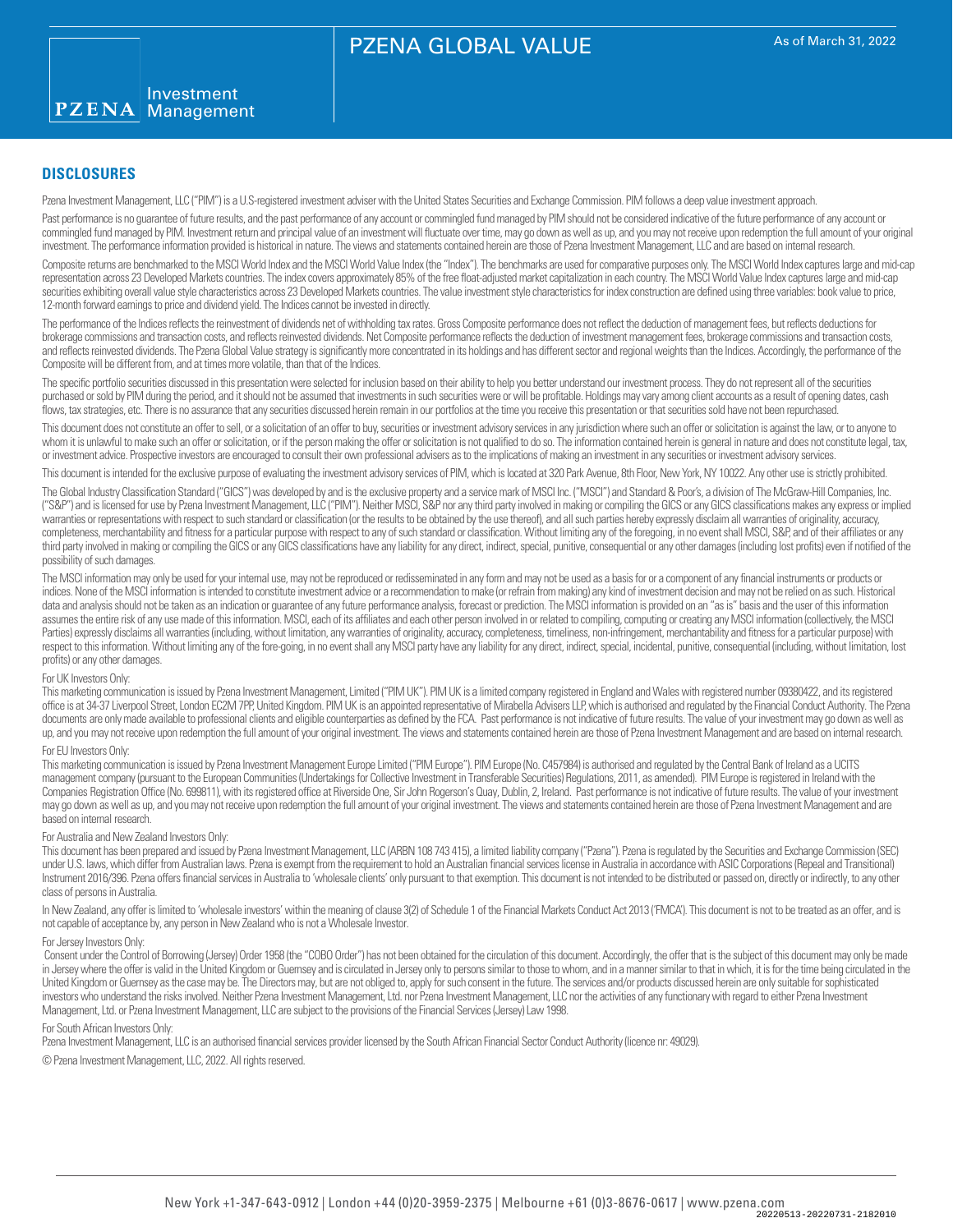# PZENA GLOBAL VALUE

As of March 31, 2022

PZENA Investment Management

## DISCLOSURES

Pzena Investment Management, LLC ("PIM") is a U.S-registered investment adviser with the United States Securities and Exchange Commission. PIM follows a deep value investment approach.

Past performance is no guarantee of future results, and the past performance of any account or commingled fund managed by PIM should not be considered indicative of the future performance of any account or commingled fund managed by PIM. Investment return and principal value of an investment will fluctuate over time, may go down as well as up, and you may not receive upon redemption the full amount of your original investment. The performance information provided is historical in nature. The views and statements contained herein are those of Pzena Investment Management, LLC and are based on internal research.

Composite returns are benchmarked to the MSCI World Index and the MSCI World Value Index (the "Index"). The benchmarks are used for comparative purposes only. The MSCI World Index captures large and mid-cap representation across 23 Developed Markets countries. The index covers approximately 85% of the free float-adjusted market capitalization in each country. The MSCI World Value Index captures large and mid-cap securities exhibiting overall value style characteristics across 23 Developed Markets countries. The value investment style characteristics for index construction are defined using three variables: book value to price, 12-month forward earnings to price and dividend yield. The Indices cannot be invested in directly.

The performance of the Indices reflects the reinvestment of dividends net of withholding tax rates. Gross Composite performance does not reflect the deduction of management fees, but reflects deductions for brokerage commissions and transaction costs, and reflects reinvested dividends. Net Composite performance reflects the deduction of investment management fees, brokerage commissions and transaction costs, and reflects reinvested dividends. The Pzena Global Value strategy is significantly more concentrated in its holdings and has different sector and regional weights than the Indices. Accordingly, the performance of the Composite will be different from, and at times more volatile, than that of the Indices.

The specific portfolio securities discussed in this presentation were selected for inclusion based on their ability to help you better understand our investment process. They do not represent all of the securities purchased or sold by PIM during the period, and it should not be assumed that investments in such securities were or will be profitable. Holdings may vary among client accounts as a result of opening dates, cash flows, tax strategies, etc. There is no assurance that any securities discussed herein remain in our portfolios at the time you receive this presentation or that securities sold have not been repurchased.

This document does not constitute an offer to sell, or a solicitation of an offer to buy, securities or investment advisory services in any jurisdiction where such an offer or solicitation is against the law, or to anyone to whom it is unlawful to make such an offer or solicitation, or if the person making the offer or solicitation is not qualified to do so. The information contained herein is general in nature and does not constitute legal, tax, or investment advice. Prospective investors are encouraged to consult their own professional advisers as to the implications of making an investment in any securities or investment advisory services.

This document is intended for the exclusive purpose of evaluating the investment advisory services of PIM, which is located at 320 Park Avenue, 8th Floor, New York, NY 10022. Any other use is strictly prohibited.

The Global Industry Classification Standard ("GICS") was developed by and is the exclusive property and a service mark of MSCI Inc. ("MSCI") and Standard & Poor's, a division of The McGraw-Hill Companies, Inc. ("S&P") and is licensed for use by Pzena Investment Management, LLC ("PIM"). Neither MSCI, S&P nor any third party involved in making or compiling the GICS or any GICS classifications makes any express or implied warranties or representations with respect to such standard or classification (or the results to be obtained by the use thereof), and all such parties hereby expressly disclaim all warranties of originality, accuracy, completeness, merchantability and fitness for a particular purpose with respect to any of such standard or classification. Without limiting any of the foregoing, in no event shall MSCI, S&P, and of their affiliates or any third party involved in making or compiling the GICS or any GICS classifications have any liability for any direct, indirect, special, punitive, consequential or any other damages (including lost profits) even if notified of the possibility of such damages.

The MSCI information may only be used for your internal use, may not be reproduced or redisseminated in any form and may not be used as a basis for or a component of any financial instruments or products or indices. None of the MSCI information is intended to constitute investment advice or a recommendation to make (or refrain from making) any kind of investment decision and may not be relied on as such. Historical data and analysis should not be taken as an indication or guarantee of any future performance analysis, forecast or prediction. The MSCI information is provided on an "as is" basis and the user of this information assumes the entire risk of any use made of this information. MSCI, each of its affiliates and each other person involved in or related to compiling, computing or creating any MSCI information (collectively, the MSCI Parties) expressly disclaims all warranties (including, without limitation, any warranties of originality, accuracy, completeness, timeliness, non-infringement, merchantability and fitness for a particular purpose) with respect to this information. Without limiting any of the fore-going, in no event shall any MSCI party have any liability for any direct, indirect, special, incidental, punitive, consequential (including, without limitation, lost profits) or any other damages.

For UK Investors Only:
This marketing communication is issued by Pzena Investment Management, Limited ("PIM UK"). PIM UK is a limited company registered in England and Wales with registered number 09380422, and its registered office is at 34-37 Liverpool Street, London EC2M 7PP, United Kingdom. PIM UK is an appointed representative of Mirabella Advisers LLP, which is authorised and regulated by the Financial Conduct Authority. The Pzena documents are only made available to professional clients and eligible counterparties as defined by the FCA. Past performance is not indicative of future results. The value of your investment may go down as well as up, and you may not receive upon redemption the full amount of your original investment. The views and statements contained herein are those of Pzena Investment Management and are based on internal research.

For EU Investors Only:
This marketing communication is issued by Pzena Investment Management Europe Limited ("PIM Europe"). PIM Europe (No. C457984) is authorised and regulated by the Central Bank of Ireland as a UCITS management company (pursuant to the European Communities (Undertakings for Collective Investment in Transferable Securities) Regulations, 2011, as amended). PIM Europe is registered in Ireland with the Companies Registration Office (No. 699811), with its registered office at Riverside One, Sir John Rogerson's Quay, Dublin, 2, Ireland. Past performance is not indicative of future results. The value of your investment may go down as well as up, and you may not receive upon redemption the full amount of your original investment. The views and statements contained herein are those of Pzena Investment Management and are based on internal research.

For Australia and New Zealand Investors Only:
This document has been prepared and issued by Pzena Investment Management, LLC (ARBN 108 743 415), a limited liability company ("Pzena"). Pzena is regulated by the Securities and Exchange Commission (SEC) under U.S. laws, which differ from Australian laws. Pzena is exempt from the requirement to hold an Australian financial services license in Australia in accordance with ASIC Corporations (Repeal and Transitional) Instrument 2016/396. Pzena offers financial services in Australia to 'wholesale clients' only pursuant to that exemption. This document is not intended to be distributed or passed on, directly or indirectly, to any other class of persons in Australia.

In New Zealand, any offer is limited to 'wholesale investors' within the meaning of clause 3(2) of Schedule 1 of the Financial Markets Conduct Act 2013 ('FMCA'). This document is not to be treated as an offer, and is not capable of acceptance by, any person in New Zealand who is not a Wholesale Investor.

For Jersey Investors Only:
Consent under the Control of Borrowing (Jersey) Order 1958 (the "COBO Order") has not been obtained for the circulation of this document. Accordingly, the offer that is the subject of this document may only be made in Jersey where the offer is valid in the United Kingdom or Guernsey and is circulated in Jersey only to persons similar to those to whom, and in a manner similar to that in which, it is for the time being circulated in the United Kingdom or Guernsey as the case may be. The Directors may, but are not obliged to, apply for such consent in the future. The services and/or products discussed herein are only suitable for sophisticated investors who understand the risks involved. Neither Pzena Investment Management, Ltd. nor Pzena Investment Management, LLC nor the activities of any functionary with regard to either Pzena Investment Management, Ltd. or Pzena Investment Management, LLC are subject to the provisions of the Financial Services (Jersey) Law 1998.

For South African Investors Only:
Pzena Investment Management, LLC is an authorised financial services provider licensed by the South African Financial Sector Conduct Authority (licence nr: 49029).

© Pzena Investment Management, LLC, 2022. All rights reserved.

New York +1-347-643-0912 | London +44 (0)20-3959-2375 | Melbourne +61 (0)3-8676-0617 | www.pzena.com

20220513-20220731-2182010